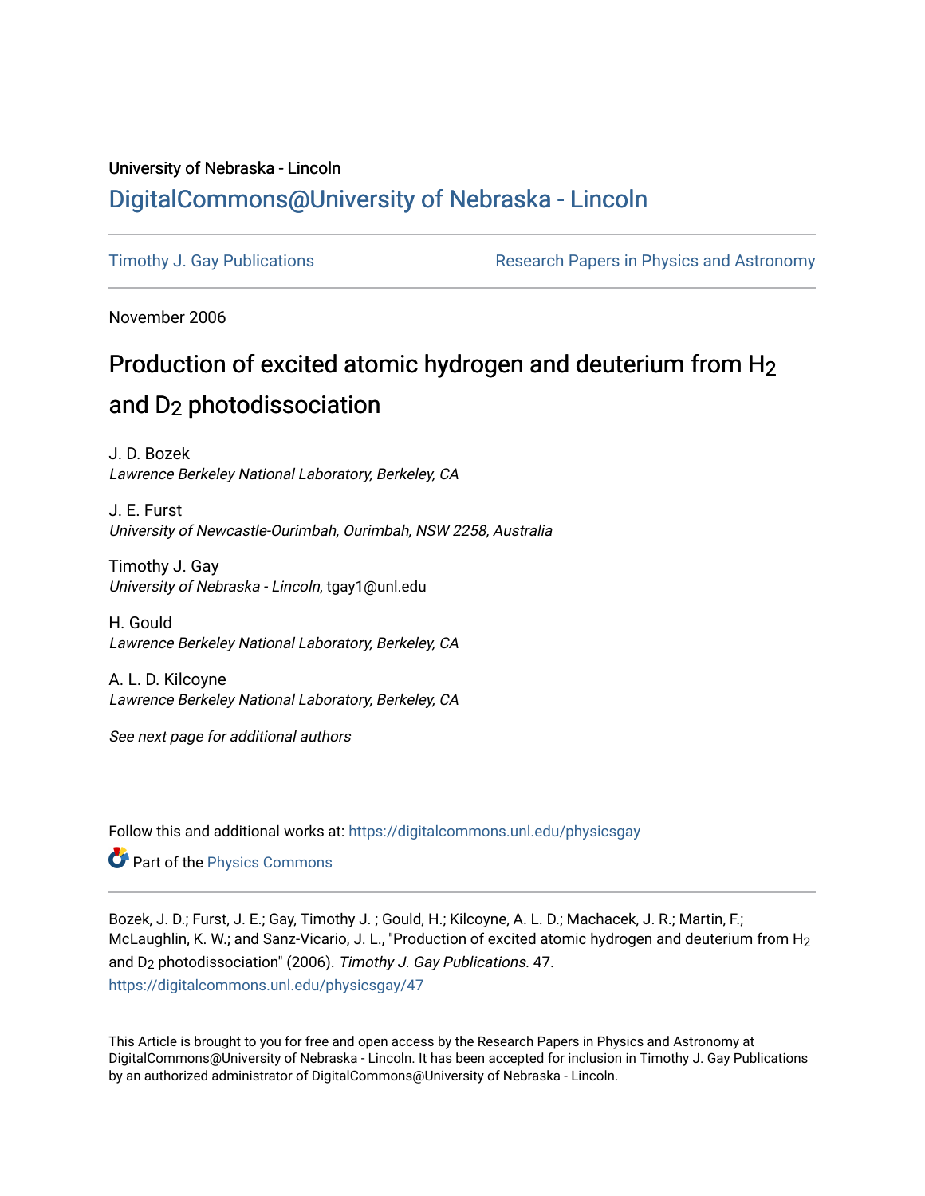University of Nebraska - Lincoln

## DigitalCommons@University of Nebraska - Lincoln

Timothy J. Gay Publications | Research Papers in Physics and Astronomy

November 2006

# Production of excited atomic hydrogen and deuterium from $H_2$ and $D_2$ photodissociation

J. D. Bozek
*Lawrence Berkeley National Laboratory, Berkeley, CA*

J. E. Furst
*University of Newcastle-Ourimbah, Ourimbah, NSW 2258, Australia*

Timothy J. Gay
*University of Nebraska - Lincoln*, tgay1@unl.edu

H. Gould
*Lawrence Berkeley National Laboratory, Berkeley, CA*

A. L. D. Kilcoyne
*Lawrence Berkeley National Laboratory, Berkeley, CA*

*See next page for additional authors*

Follow this and additional works at: https://digitalcommons.unl.edu/physicsgay

Part of the Physics Commons

Bozek, J. D.; Furst, J. E.; Gay, Timothy J. ; Gould, H.; Kilcoyne, A. L. D.; Machacek, J. R.; Martin, F.; McLaughlin, K. W.; and Sanz-Vicario, J. L., "Production of excited atomic hydrogen and deuterium from $H_2$ and $D_2$ photodissociation" (2006). *Timothy J. Gay Publications*. 47.
https://digitalcommons.unl.edu/physicsgay/47

This Article is brought to you for free and open access by the Research Papers in Physics and Astronomy at DigitalCommons@University of Nebraska - Lincoln. It has been accepted for inclusion in Timothy J. Gay Publications by an authorized administrator of DigitalCommons@University of Nebraska - Lincoln.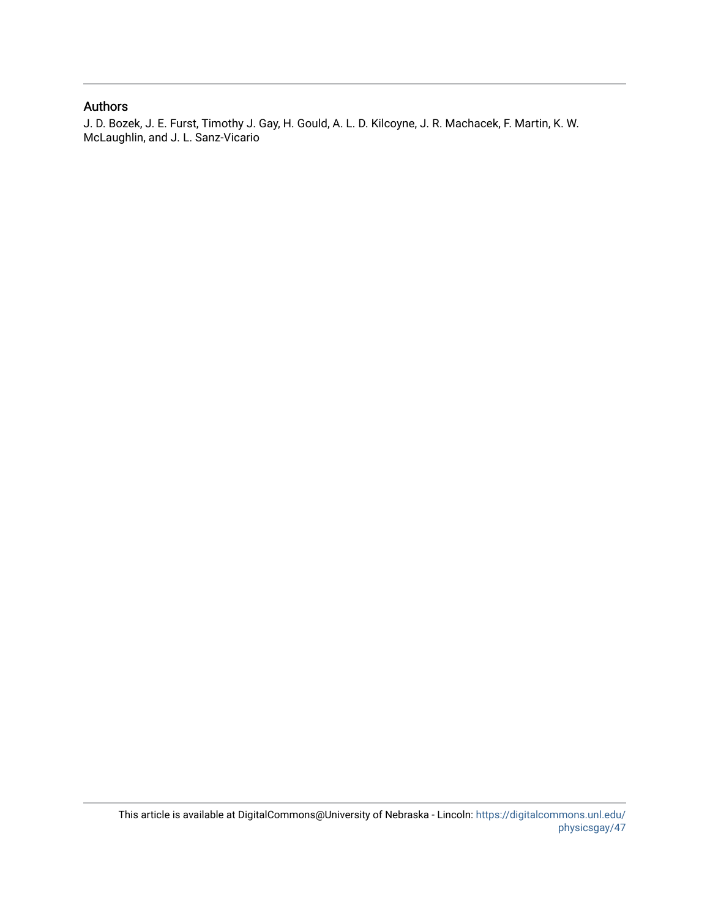## Authors

J. D. Bozek, J. E. Furst, Timothy J. Gay, H. Gould, A. L. D. Kilcoyne, J. R. Machacek, F. Martin, K. W. McLaughlin, and J. L. Sanz-Vicario

This article is available at DigitalCommons@University of Nebraska - Lincoln: https://digitalcommons.unl.edu/physicsgay/47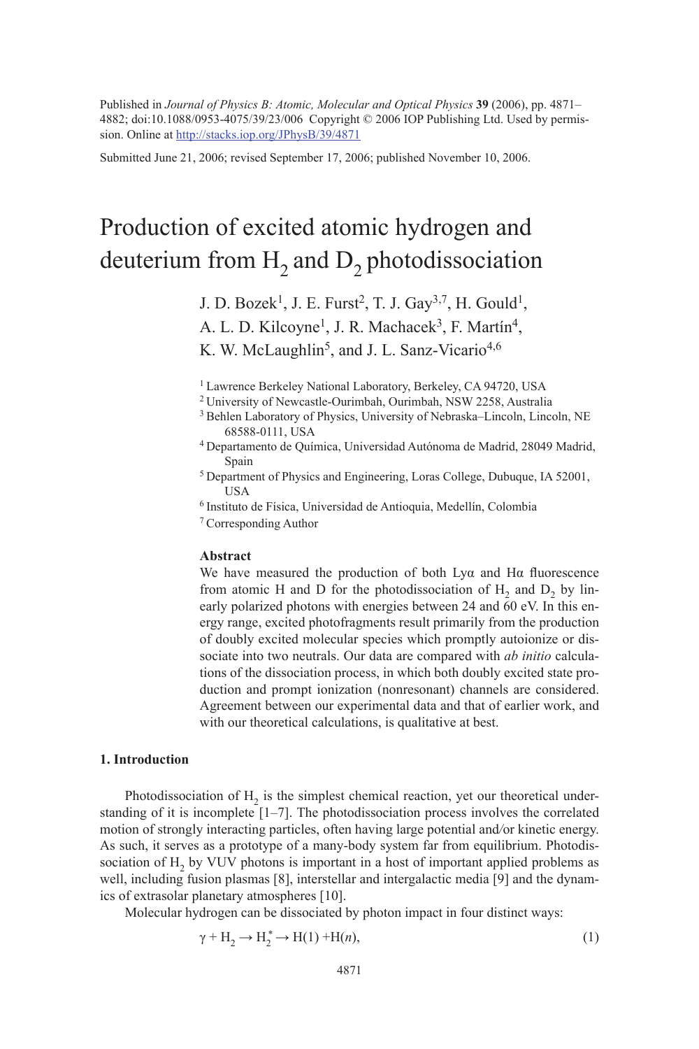Published in *Journal of Physics B: Atomic, Molecular and Optical Physics* **39** (2006), pp. 4871–4882; doi:10.1088/0953-4075/39/23/006 Copyright © 2006 IOP Publishing Ltd. Used by permission. Online at http://stacks.iop.org/JPhysB/39/4871

Submitted June 21, 2006; revised September 17, 2006; published November 10, 2006.

# Production of excited atomic hydrogen and deuterium from $H_2$ and $D_2$ photodissociation

J. D. Bozek[1], J. E. Furst[2], T. J. Gay[3,7], H. Gould[1], A. L. D. Kilcoyne[1], J. R. Machacek[3], F. Martín[4], K. W. McLaughlin[5], and J. L. Sanz-Vicario[4,6]

[1] Lawrence Berkeley National Laboratory, Berkeley, CA 94720, USA
[2] University of Newcastle-Ourimbah, Ourimbah, NSW 2258, Australia
[3] Behlen Laboratory of Physics, University of Nebraska–Lincoln, Lincoln, NE 68588-0111, USA
[4] Departamento de Química, Universidad Autónoma de Madrid, 28049 Madrid, Spain
[5] Department of Physics and Engineering, Loras College, Dubuque, IA 52001, USA
[6] Instituto de Física, Universidad de Antioquia, Medellín, Colombia
[7] Corresponding Author

**Abstract**

We have measured the production of both Lyα and Hα fluorescence from atomic H and D for the photodissociation of $H_2$ and $D_2$ by linearly polarized photons with energies between 24 and 60 eV. In this energy range, excited photofragments result primarily from the production of doubly excited molecular species which promptly autoionize or dissociate into two neutrals. Our data are compared with *ab initio* calculations of the dissociation process, in which both doubly excited state production and prompt ionization (nonresonant) channels are considered. Agreement between our experimental data and that of earlier work, and with our theoretical calculations, is qualitative at best.

## 1. Introduction

Photodissociation of $H_2$ is the simplest chemical reaction, yet our theoretical understanding of it is incomplete [1–7]. The photodissociation process involves the correlated motion of strongly interacting particles, often having large potential and/or kinetic energy. As such, it serves as a prototype of a many-body system far from equilibrium. Photodissociation of $H_2$ by VUV photons is important in a host of important applied problems as well, including fusion plasmas [8], interstellar and intergalactic media [9] and the dynamics of extrasolar planetary atmospheres [10].

Molecular hydrogen can be dissociated by photon impact in four distinct ways:

$$\gamma + H_2 \rightarrow H_2^* \rightarrow H(1) + H(n), \tag{1}$$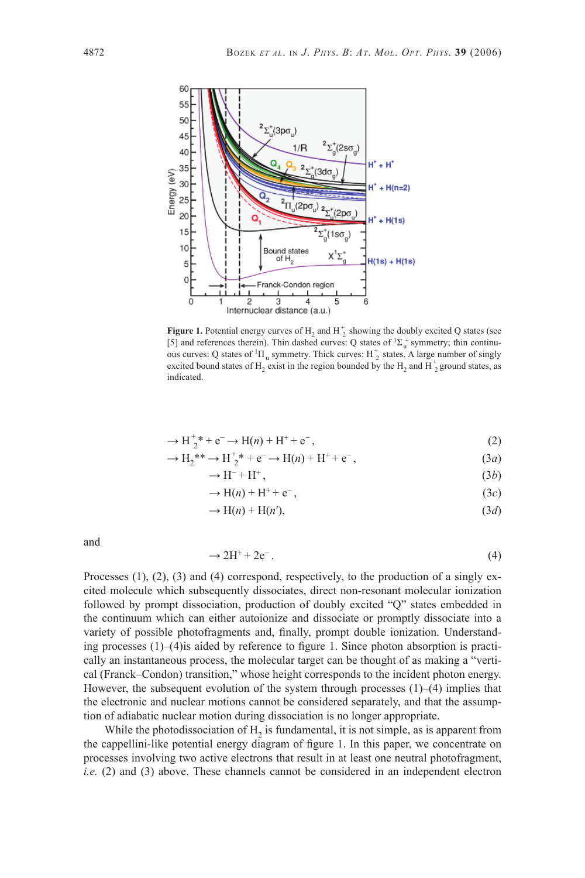**Figure 1.** Potential energy curves of $H_2$ and $H_2^+$ showing the doubly excited Q states (see [5] and references therein). Thin dashed curves: Q states of ${}^1\Sigma_u^+$ symmetry; thin continuous curves: Q states of ${}^1\Pi_u$ symmetry. Thick curves: $H_2^+$ states. A large number of singly excited bound states of $H_2$ exist in the region bounded by the $H_2$ and $H_2^+$ ground states, as indicated.

$$\rightarrow H_2^{+*} + e^- \rightarrow H(n) + H^+ + e^-, \tag{2}$$

$$\rightarrow H_2^{**} \rightarrow H_2^{+*} + e^- \rightarrow H(n) + H^+ + e^-, \tag{3a}$$

$$\rightarrow H^- + H^+, \tag{3b}$$

$$\rightarrow H(n) + H^+ + e^-, \tag{3c}$$

$$\rightarrow H(n) + H(n'), \tag{3d}$$

and

$$\rightarrow 2H^+ + 2e^-. \tag{4}$$

Processes (1), (2), (3) and (4) correspond, respectively, to the production of a singly excited molecule which subsequently dissociates, direct non-resonant molecular ionization followed by prompt dissociation, production of doubly excited "Q" states embedded in the continuum which can either autoionize and dissociate or promptly dissociate into a variety of possible photofragments and, finally, prompt double ionization. Understanding processes (1)–(4)is aided by reference to figure 1. Since photon absorption is practically an instantaneous process, the molecular target can be thought of as making a "vertical (Franck–Condon) transition," whose height corresponds to the incident photon energy. However, the subsequent evolution of the system through processes (1)–(4) implies that the electronic and nuclear motions cannot be considered separately, and that the assumption of adiabatic nuclear motion during dissociation is no longer appropriate.

While the photodissociation of $H_2$ is fundamental, it is not simple, as is apparent from the cappellini-like potential energy diagram of figure 1. In this paper, we concentrate on processes involving two active electrons that result in at least one neutral photofragment, *i.e.* (2) and (3) above. These channels cannot be considered in an independent electron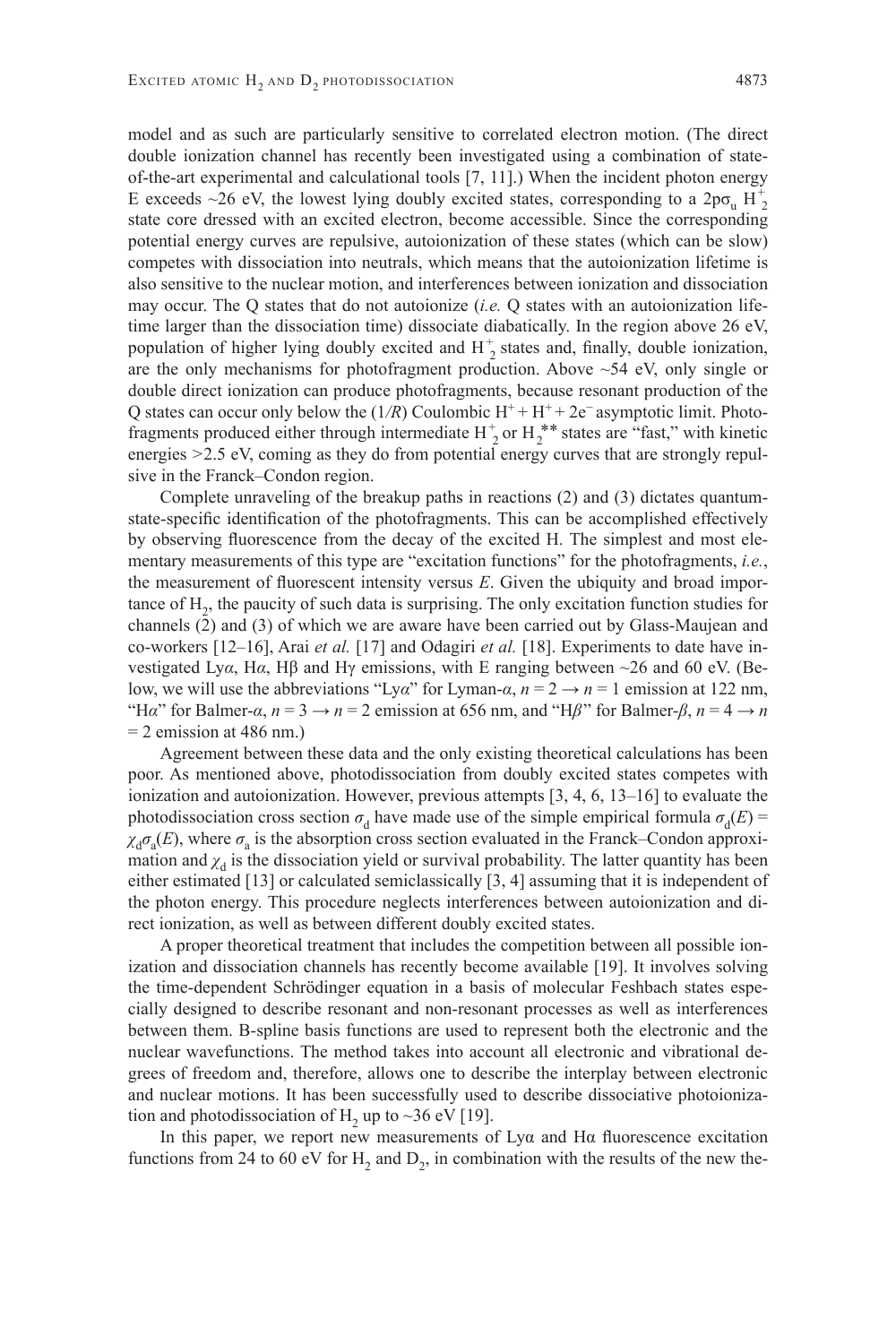model and as such are particularly sensitive to correlated electron motion. (The direct double ionization channel has recently been investigated using a combination of state-of-the-art experimental and calculational tools [7, 11].) When the incident photon energy E exceeds ~26 eV, the lowest lying doubly excited states, corresponding to a $2p\sigma_u$ $H_2^+$ state core dressed with an excited electron, become accessible. Since the corresponding potential energy curves are repulsive, autoionization of these states (which can be slow) competes with dissociation into neutrals, which means that the autoionization lifetime is also sensitive to the nuclear motion, and interferences between ionization and dissociation may occur. The Q states that do not autoionize (*i.e.* Q states with an autoionization lifetime larger than the dissociation time) dissociate diabatically. In the region above 26 eV, population of higher lying doubly excited and $H_2^+$ states and, finally, double ionization, are the only mechanisms for photofragment production. Above ~54 eV, only single or double direct ionization can produce photofragments, because resonant production of the Q states can occur only below the $(1/R)$ Coulombic $H^+ + H^+ + 2e^-$ asymptotic limit. Photofragments produced either through intermediate $H_2^+$ or $H_2^{**}$ states are "fast," with kinetic energies >2.5 eV, coming as they do from potential energy curves that are strongly repulsive in the Franck–Condon region.

Complete unraveling of the breakup paths in reactions (2) and (3) dictates quantum-state-specific identification of the photofragments. This can be accomplished effectively by observing fluorescence from the decay of the excited H. The simplest and most elementary measurements of this type are "excitation functions" for the photofragments, *i.e.*, the measurement of fluorescent intensity versus *E*. Given the ubiquity and broad importance of $H_2$, the paucity of such data is surprising. The only excitation function studies for channels (2) and (3) of which we are aware have been carried out by Glass-Maujean and co-workers [12–16], Arai *et al.* [17] and Odagiri *et al.* [18]. Experiments to date have investigated Ly*α*, H*α*, Hβ and Hγ emissions, with E ranging between ~26 and 60 eV. (Below, we will use the abbreviations "Ly*α*" for Lyman-*α*, $n = 2 \rightarrow n = 1$ emission at 122 nm, "H*α*" for Balmer-*α*, $n = 3 \rightarrow n = 2$ emission at 656 nm, and "H*β*" for Balmer-*β*, $n = 4 \rightarrow n = 2$ emission at 486 nm.)

Agreement between these data and the only existing theoretical calculations has been poor. As mentioned above, photodissociation from doubly excited states competes with ionization and autoionization. However, previous attempts [3, 4, 6, 13–16] to evaluate the photodissociation cross section $\sigma_d$ have made use of the simple empirical formula $\sigma_d(E) = \chi_d\sigma_a(E)$, where $\sigma_a$ is the absorption cross section evaluated in the Franck–Condon approximation and $\chi_d$ is the dissociation yield or survival probability. The latter quantity has been either estimated [13] or calculated semiclassically [3, 4] assuming that it is independent of the photon energy. This procedure neglects interferences between autoionization and direct ionization, as well as between different doubly excited states.

A proper theoretical treatment that includes the competition between all possible ionization and dissociation channels has recently become available [19]. It involves solving the time-dependent Schrödinger equation in a basis of molecular Feshbach states especially designed to describe resonant and non-resonant processes as well as interferences between them. B-spline basis functions are used to represent both the electronic and the nuclear wavefunctions. The method takes into account all electronic and vibrational degrees of freedom and, therefore, allows one to describe the interplay between electronic and nuclear motions. It has been successfully used to describe dissociative photoionization and photodissociation of $H_2$ up to ~36 eV [19].

In this paper, we report new measurements of Lyα and Hα fluorescence excitation functions from 24 to 60 eV for $H_2$ and $D_2$, in combination with the results of the new the-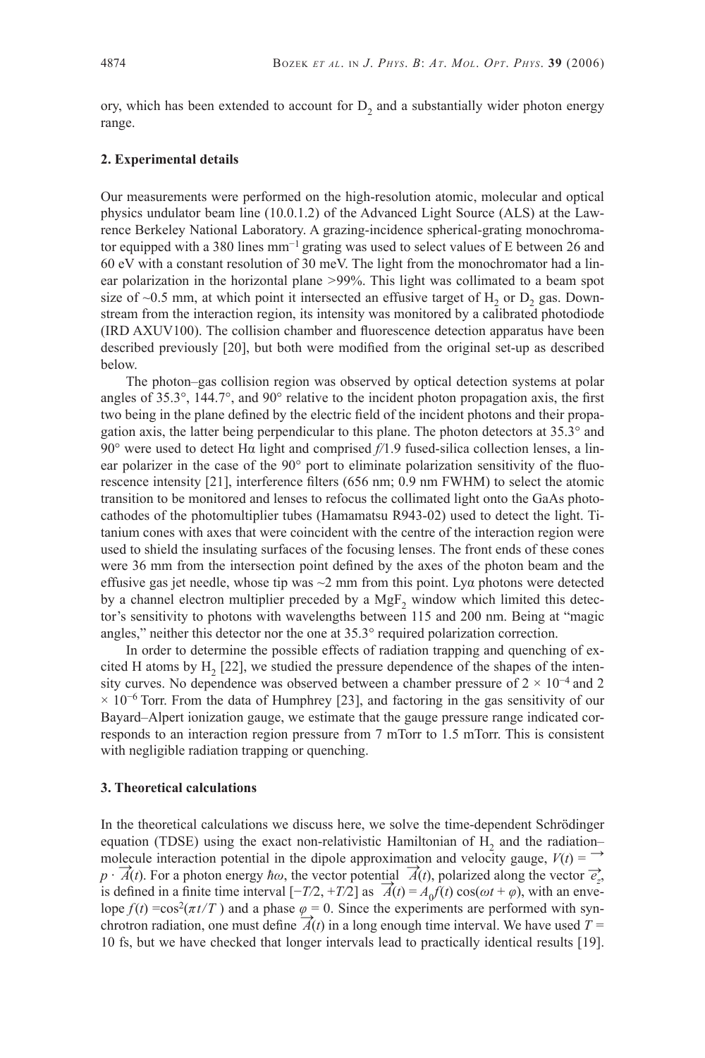ory, which has been extended to account for $D_2$ and a substantially wider photon energy range.

## 2. Experimental details

Our measurements were performed on the high-resolution atomic, molecular and optical physics undulator beam line (10.0.1.2) of the Advanced Light Source (ALS) at the Lawrence Berkeley National Laboratory. A grazing-incidence spherical-grating monochromator equipped with a 380 lines $mm^{-1}$ grating was used to select values of E between 26 and 60 eV with a constant resolution of 30 meV. The light from the monochromator had a linear polarization in the horizontal plane >99%. This light was collimated to a beam spot size of ~0.5 mm, at which point it intersected an effusive target of $H_2$ or $D_2$ gas. Downstream from the interaction region, its intensity was monitored by a calibrated photodiode (IRD AXUV100). The collision chamber and fluorescence detection apparatus have been described previously [20], but both were modified from the original set-up as described below.

The photon–gas collision region was observed by optical detection systems at polar angles of 35.3°, 144.7°, and 90° relative to the incident photon propagation axis, the first two being in the plane defined by the electric field of the incident photons and their propagation axis, the latter being perpendicular to this plane. The photon detectors at 35.3° and 90° were used to detect Hα light and comprised *f*/1.9 fused-silica collection lenses, a linear polarizer in the case of the 90° port to eliminate polarization sensitivity of the fluorescence intensity [21], interference filters (656 nm; 0.9 nm FWHM) to select the atomic transition to be monitored and lenses to refocus the collimated light onto the GaAs photocathodes of the photomultiplier tubes (Hamamatsu R943-02) used to detect the light. Titanium cones with axes that were coincident with the centre of the interaction region were used to shield the insulating surfaces of the focusing lenses. The front ends of these cones were 36 mm from the intersection point defined by the axes of the photon beam and the effusive gas jet needle, whose tip was ~2 mm from this point. Lyα photons were detected by a channel electron multiplier preceded by a $MgF_2$ window which limited this detector's sensitivity to photons with wavelengths between 115 and 200 nm. Being at "magic angles," neither this detector nor the one at 35.3° required polarization correction.

In order to determine the possible effects of radiation trapping and quenching of excited H atoms by $H_2$ [22], we studied the pressure dependence of the shapes of the intensity curves. No dependence was observed between a chamber pressure of $2 \times 10^{-4}$ and $2 \times 10^{-6}$ Torr. From the data of Humphrey [23], and factoring in the gas sensitivity of our Bayard–Alpert ionization gauge, we estimate that the gauge pressure range indicated corresponds to an interaction region pressure from 7 mTorr to 1.5 mTorr. This is consistent with negligible radiation trapping or quenching.

## 3. Theoretical calculations

In the theoretical calculations we discuss here, we solve the time-dependent Schrödinger equation (TDSE) using the exact non-relativistic Hamiltonian of $H_2$ and the radiation–molecule interaction potential in the dipole approximation and velocity gauge, $V(t) = \vec{p} \cdot \vec{A}(t)$. For a photon energy $\hbar\omega$, the vector potential $\vec{A}(t)$, polarized along the vector $\vec{e}_z$, is defined in a finite time interval $[-T/2, +T/2]$ as $\vec{A}(t) = A_0 f(t) \cos(\omega t + \varphi)$, with an envelope $f(t) = \cos^2(\pi t/T)$ and a phase $\varphi = 0$. Since the experiments are performed with synchrotron radiation, one must define $\vec{A}(t)$ in a long enough time interval. We have used $T$ = 10 fs, but we have checked that longer intervals lead to practically identical results [19].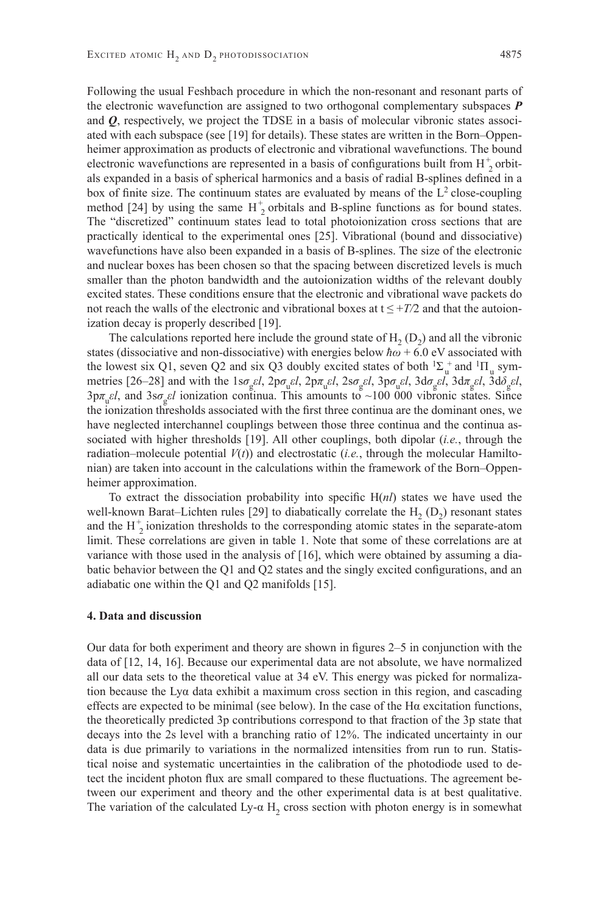Following the usual Feshbach procedure in which the non-resonant and resonant parts of the electronic wavefunction are assigned to two orthogonal complementary subspaces ***P*** and ***Q***, respectively, we project the TDSE in a basis of molecular vibronic states associated with each subspace (see [19] for details). These states are written in the Born–Oppenheimer approximation as products of electronic and vibrational wavefunctions. The bound electronic wavefunctions are represented in a basis of configurations built from $H_2^+$ orbitals expanded in a basis of spherical harmonics and a basis of radial B-splines defined in a box of finite size. The continuum states are evaluated by means of the $L^2$ close-coupling method [24] by using the same $H_2^+$ orbitals and B-spline functions as for bound states. The "discretized" continuum states lead to total photoionization cross sections that are practically identical to the experimental ones [25]. Vibrational (bound and dissociative) wavefunctions have also been expanded in a basis of B-splines. The size of the electronic and nuclear boxes has been chosen so that the spacing between discretized levels is much smaller than the photon bandwidth and the autoionization widths of the relevant doubly excited states. These conditions ensure that the electronic and vibrational wave packets do not reach the walls of the electronic and vibrational boxes at $t \leq +T/2$ and that the autoionization decay is properly described [19].

The calculations reported here include the ground state of $H_2$ ($D_2$) and all the vibronic states (dissociative and non-dissociative) with energies below $\hbar\omega + 6.0$ eV associated with the lowest six Q1, seven Q2 and six Q3 doubly excited states of both $^1\Sigma_u^+$ and $^1\Pi_u$ symmetries [26–28] and with the $1s\sigma_g\varepsilon l$, $2p\sigma_u\varepsilon l$, $2p\pi_u\varepsilon l$, $2s\sigma_g\varepsilon l$, $3p\sigma_u\varepsilon l$, $3d\sigma_g\varepsilon l$, $3d\pi_g\varepsilon l$, $3d\delta_g\varepsilon l$, $3p\pi_u\varepsilon l$, and $3s\sigma_g\varepsilon l$ ionization continua. This amounts to ~100 000 vibronic states. Since the ionization thresholds associated with the first three continua are the dominant ones, we have neglected interchannel couplings between those three continua and the continua associated with higher thresholds [19]. All other couplings, both dipolar (*i.e.*, through the radiation–molecule potential $V(t)$) and electrostatic (*i.e.*, through the molecular Hamiltonian) are taken into account in the calculations within the framework of the Born–Oppenheimer approximation.

To extract the dissociation probability into specific H($nl$) states we have used the well-known Barat–Lichten rules [29] to diabatically correlate the $H_2$ ($D_2$) resonant states and the $H_2^+$ ionization thresholds to the corresponding atomic states in the separate-atom limit. These correlations are given in table 1. Note that some of these correlations are at variance with those used in the analysis of [16], which were obtained by assuming a diabatic behavior between the Q1 and Q2 states and the singly excited configurations, and an adiabatic one within the Q1 and Q2 manifolds [15].

## 4. Data and discussion

Our data for both experiment and theory are shown in figures 2–5 in conjunction with the data of [12, 14, 16]. Because our experimental data are not absolute, we have normalized all our data sets to the theoretical value at 34 eV. This energy was picked for normalization because the Lyα data exhibit a maximum cross section in this region, and cascading effects are expected to be minimal (see below). In the case of the Hα excitation functions, the theoretically predicted 3p contributions correspond to that fraction of the 3p state that decays into the 2s level with a branching ratio of 12%. The indicated uncertainty in our data is due primarily to variations in the normalized intensities from run to run. Statistical noise and systematic uncertainties in the calibration of the photodiode used to detect the incident photon flux are small compared to these fluctuations. The agreement between our experiment and theory and the other experimental data is at best qualitative. The variation of the calculated Ly-α $H_2$ cross section with photon energy is in somewhat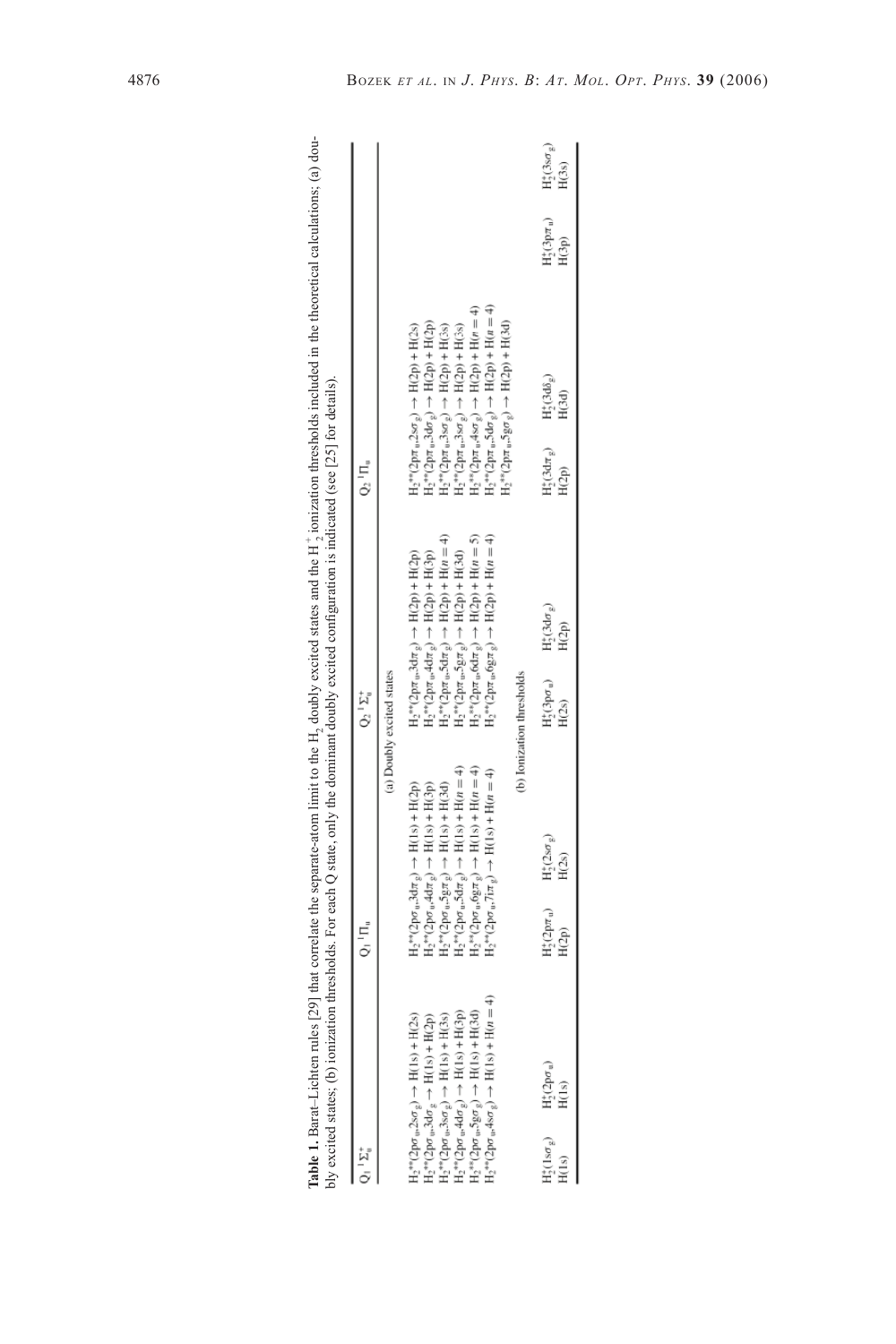**Table 1.** Barat–Lichten rules [29] that correlate the separate-atom limit to the $H_2$ doubly excited states and the $H_2^+$ ionization thresholds included in the theoretical calculations; (a) doubly excited states; (b) ionization thresholds. For each Q state, only the dominant doubly excited configuration is indicated (see [25] for details).

| $Q_1\ ^1\Sigma_g^+$ | | $Q_1\ ^1\Pi_u$ | | $Q_2\ ^1\Sigma_u^+$ | | $Q_2\ ^1\Pi_u$ | |
|---|---|---|---|---|---|---|---|
| (a) Doubly excited states | | | | | | | |
| $H_2^{**}(2p\sigma_u, 2s\sigma_g) \rightarrow H(1s) + H(2s)$ | | $H_2^{**}(2p\sigma_u, 3d\pi_g) \rightarrow H(1s) + H(2p)$ | | $H_2^{**}(2p\pi_u, 3d\pi_g) \rightarrow H(2p) + H(2p)$ | | $H_2^{**}(2p\pi_u, 2s\sigma_g) \rightarrow H(2p) + H(2s)$ | |
| $H_2^{**}(2p\sigma_u, 3d\sigma_g \rightarrow H(1s) + H(2p)$ | | $H_2^{**}(2p\sigma_u, 4d\pi_g) \rightarrow H(1s) + H(3p)$ | | $H_2^{**}(2p\pi_u, 4d\pi_g) \rightarrow H(2p) + H(3p)$ | | $H_2^{**}(2p\pi_u, 3d\sigma_g) \rightarrow H(2p) + H(2p)$ | |
| $H_2^{**}(2p\sigma_u, 3s\sigma_g) \rightarrow H(1s) + H(3s)$ | | $H_2^{**}(2p\sigma_u, 5g\pi_g) \rightarrow H(1s) + H(3d)$ | | $H_2^{**}(2p\pi_u, 5d\pi_g) \rightarrow H(2p) + H(n = 4)$ | | $H_2^{**}(2p\pi_u, 3s\sigma_g) \rightarrow H(2p) + H(3s)$ | |
| $H_2^{**}(2p\sigma_u, 4d\sigma_g) \rightarrow H(1s) + H(3p)$ | | $H_2^{**}(2p\sigma_u, 5d\pi_g) \rightarrow H(1s) + H(n = 4)$ | | $H_2^{**}(2p\pi_u, 5g\pi_g) \rightarrow H(2p) + H(3d)$ | | $H_2^{**}(2p\pi_u, 3s\sigma_g) \rightarrow H(2p) + H(3s)$ | |
| $H_2^{**}(2p\sigma_u, 5g\sigma_g) \rightarrow H(1s) + H(3d)$ | | $H_2^{**}(2p\sigma_u, 6g\pi_g) \rightarrow H(1s) + H(n = 4)$ | | $H_2^{**}(2p\pi_u, 6d\pi_g) \rightarrow H(2p) + H(n = 5)$ | | $H_2^{**}(2p\pi_u, 4s\sigma_g) \rightarrow H(2p) + H(n = 4)$ | |
| $H_2^{**}(2p\sigma_u, 4s\sigma_g) \rightarrow H(1s) + H(n = 4)$ | | $H_2^{**}(2p\sigma_u, 7i\pi_g) \rightarrow H(1s) + H(n = 4)$ | | $H_2^{**}(2p\pi_u, 6g\pi_g) \rightarrow H(2p) + H(n = 4)$ | | $H_2^{**}(2p\pi_u, 5d\sigma_g) \rightarrow H(2p) + H(n = 4)$ | |
| | | | | | | $H_2^{**}(2p\pi_u, 5g\sigma_g) \rightarrow H(2p) + H(3d)$ | |
| (b) Ionization thresholds | | | | | | | |
| $H_2^+(1s\sigma_g)$ H(1s) | $H_2^+(2p\sigma_u)$ H(1s) | $H_2^+(2p\pi_u)$ H(2p) | $H_2^+(2s\sigma_g)$ H(2s) | $H_2^+(3p\sigma_u)$ H(2s) | $H_2^+(3d\sigma_g)$ H(2p) | $H_2^+(3d\pi_g)$ H(2p) | $H_2^+(3d\delta_g)$ H(3d) |
| | | | | | | $H_2^+(3p\pi_u)$ H(3p) | $H_2^+(3s\sigma_g)$ H(3s) |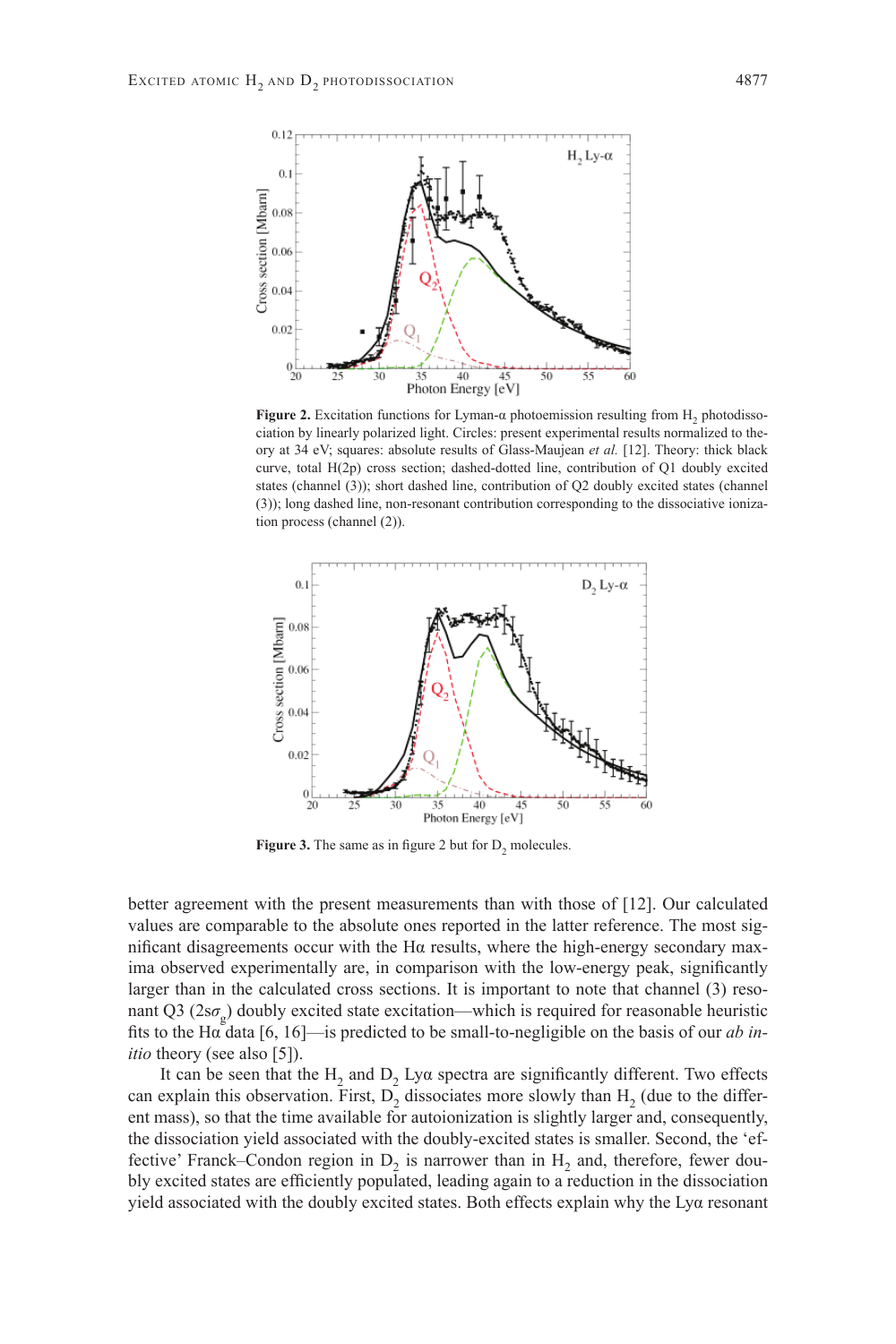**Figure 2.** Excitation functions for Lyman-α photoemission resulting from $H_2$ photodissociation by linearly polarized light. Circles: present experimental results normalized to theory at 34 eV; squares: absolute results of Glass-Maujean *et al.* [12]. Theory: thick black curve, total H(2p) cross section; dashed-dotted line, contribution of Q1 doubly excited states (channel (3)); short dashed line, contribution of Q2 doubly excited states (channel (3)); long dashed line, non-resonant contribution corresponding to the dissociative ionization process (channel (2)).

**Figure 3.** The same as in figure 2 but for $D_2$ molecules.

better agreement with the present measurements than with those of [12]. Our calculated values are comparable to the absolute ones reported in the latter reference. The most significant disagreements occur with the Hα results, where the high-energy secondary maxima observed experimentally are, in comparison with the low-energy peak, significantly larger than in the calculated cross sections. It is important to note that channel (3) resonant Q3 ($2s\sigma_g$) doubly excited state excitation—which is required for reasonable heuristic fits to the Hα data [6, 16]—is predicted to be small-to-negligible on the basis of our *ab initio* theory (see also [5]).

It can be seen that the $H_2$ and $D_2$ Lyα spectra are significantly different. Two effects can explain this observation. First, $D_2$ dissociates more slowly than $H_2$ (due to the different mass), so that the time available for autoionization is slightly larger and, consequently, the dissociation yield associated with the doubly-excited states is smaller. Second, the 'effective' Franck–Condon region in $D_2$ is narrower than in $H_2$ and, therefore, fewer doubly excited states are efficiently populated, leading again to a reduction in the dissociation yield associated with the doubly excited states. Both effects explain why the Lyα resonant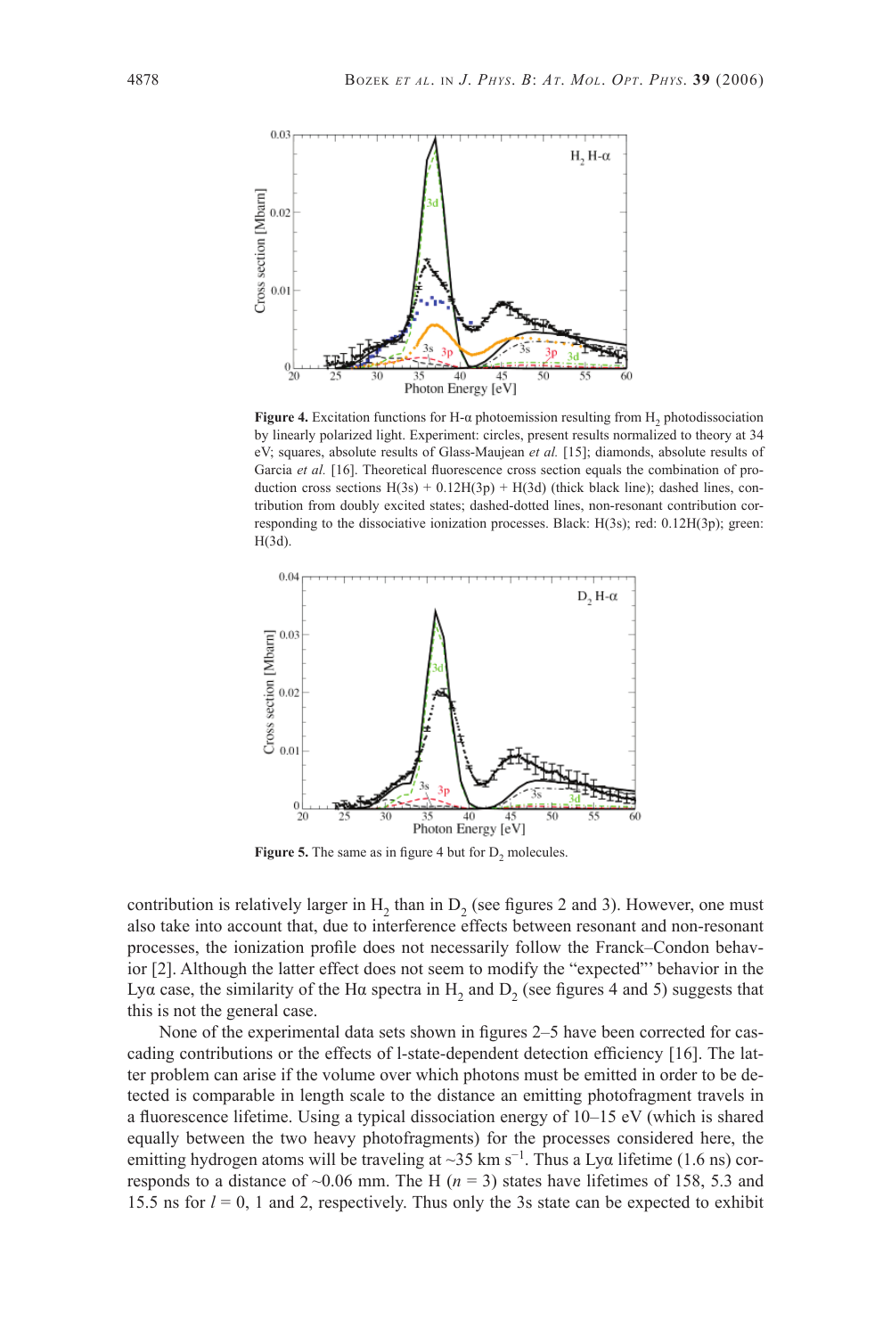**Figure 4.** Excitation functions for H-α photoemission resulting from $H_2$ photodissociation by linearly polarized light. Experiment: circles, present results normalized to theory at 34 eV; squares, absolute results of Glass-Maujean *et al.* [15]; diamonds, absolute results of Garcia *et al.* [16]. Theoretical fluorescence cross section equals the combination of production cross sections H(3s) + 0.12H(3p) + H(3d) (thick black line); dashed lines, contribution from doubly excited states; dashed-dotted lines, non-resonant contribution corresponding to the dissociative ionization processes. Black: H(3s); red: 0.12H(3p); green: H(3d).

**Figure 5.** The same as in figure 4 but for $D_2$ molecules.

contribution is relatively larger in $H_2$ than in $D_2$ (see figures 2 and 3). However, one must also take into account that, due to interference effects between resonant and non-resonant processes, the ionization profile does not necessarily follow the Franck–Condon behavior [2]. Although the latter effect does not seem to modify the "expected"' behavior in the Lyα case, the similarity of the Hα spectra in $H_2$ and $D_2$ (see figures 4 and 5) suggests that this is not the general case.

None of the experimental data sets shown in figures 2–5 have been corrected for cascading contributions or the effects of l-state-dependent detection efficiency [16]. The latter problem can arise if the volume over which photons must be emitted in order to be detected is comparable in length scale to the distance an emitting photofragment travels in a fluorescence lifetime. Using a typical dissociation energy of 10–15 eV (which is shared equally between the two heavy photofragments) for the processes considered here, the emitting hydrogen atoms will be traveling at ~35 km $s^{-1}$. Thus a Lyα lifetime (1.6 ns) corresponds to a distance of ~0.06 mm. The H ($n$ = 3) states have lifetimes of 158, 5.3 and 15.5 ns for $l$ = 0, 1 and 2, respectively. Thus only the 3s state can be expected to exhibit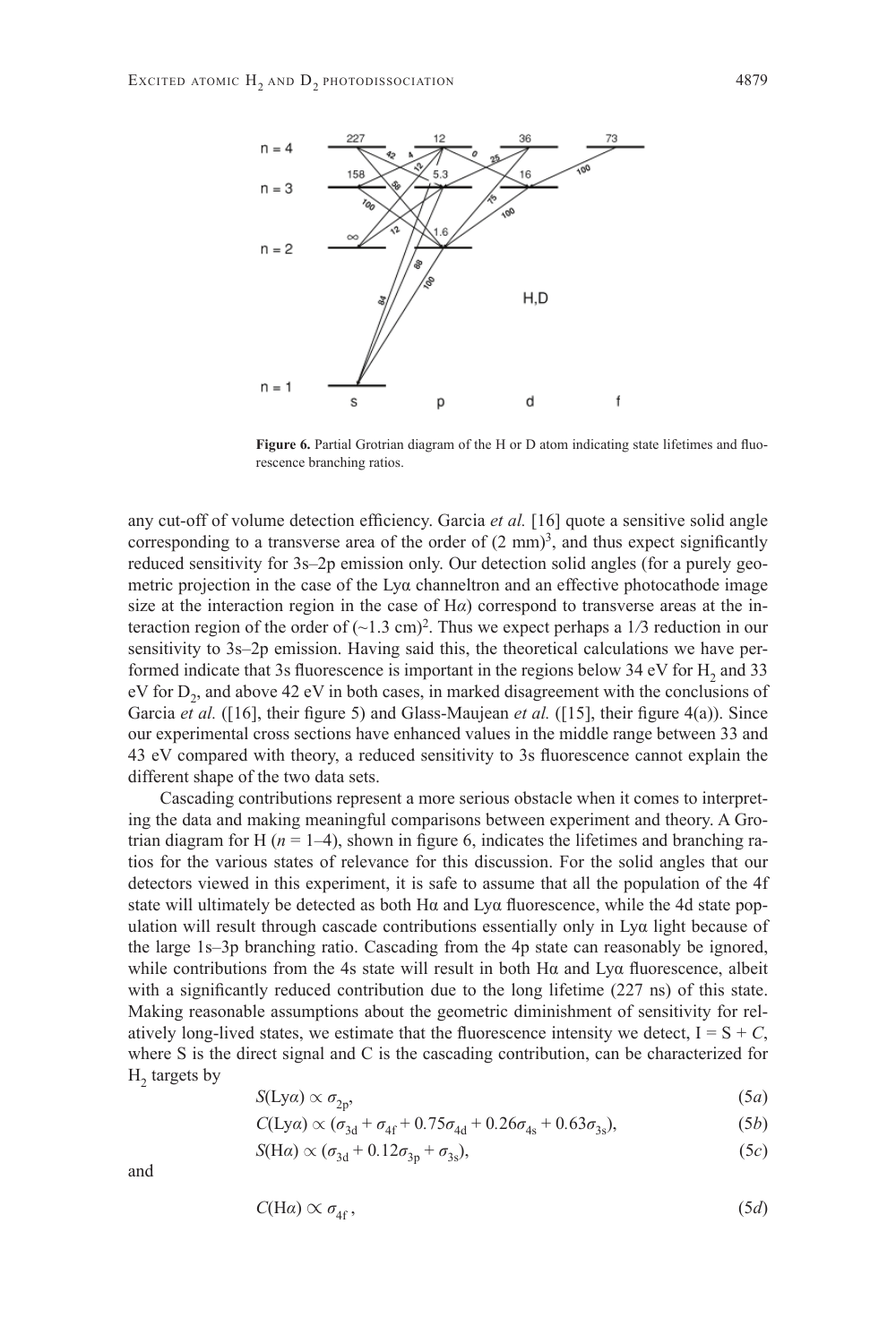Figure 6. Partial Grotrian diagram of the H or D atom indicating state lifetimes and fluorescence branching ratios.

any cut-off of volume detection efficiency. Garcia *et al.* [16] quote a sensitive solid angle corresponding to a transverse area of the order of $(2\ \mathrm{mm})^3$, and thus expect significantly reduced sensitivity for 3s–2p emission only. Our detection solid angles (for a purely geometric projection in the case of the Lyα channeltron and an effective photocathode image size at the interaction region in the case of H*α*) correspond to transverse areas at the interaction region of the order of $(\sim 1.3\ \mathrm{cm})^2$. Thus we expect perhaps a 1/3 reduction in our sensitivity to 3s–2p emission. Having said this, the theoretical calculations we have performed indicate that 3s fluorescence is important in the regions below 34 eV for $H_2$ and 33 eV for $D_2$, and above 42 eV in both cases, in marked disagreement with the conclusions of Garcia *et al.* ([16], their figure 5) and Glass-Maujean *et al.* ([15], their figure 4(a)). Since our experimental cross sections have enhanced values in the middle range between 33 and 43 eV compared with theory, a reduced sensitivity to 3s fluorescence cannot explain the different shape of the two data sets.

Cascading contributions represent a more serious obstacle when it comes to interpreting the data and making meaningful comparisons between experiment and theory. A Grotrian diagram for H ($n = 1$–4), shown in figure 6, indicates the lifetimes and branching ratios for the various states of relevance for this discussion. For the solid angles that our detectors viewed in this experiment, it is safe to assume that all the population of the 4f state will ultimately be detected as both Hα and Lyα fluorescence, while the 4d state population will result through cascade contributions essentially only in Lyα light because of the large 1s–3p branching ratio. Cascading from the 4p state can reasonably be ignored, while contributions from the 4s state will result in both Hα and Lyα fluorescence, albeit with a significantly reduced contribution due to the long lifetime (227 ns) of this state. Making reasonable assumptions about the geometric diminishment of sensitivity for relatively long-lived states, we estimate that the fluorescence intensity we detect, $I = S + C$, where S is the direct signal and C is the cascading contribution, can be characterized for $H_2$ targets by

$$S(\mathrm{Ly}\alpha) \propto \sigma_{2p}, \tag{5a}$$

$$C(\mathrm{Ly}\alpha) \propto (\sigma_{3d} + \sigma_{4f} + 0.75\sigma_{4d} + 0.26\sigma_{4s} + 0.63\sigma_{3s}), \tag{5b}$$

$$S(\mathrm{H}\alpha) \propto (\sigma_{3d} + 0.12\sigma_{3p} + \sigma_{3s}), \tag{5c}$$

and

$$C(\mathrm{H}\alpha) \propto \sigma_{4f}, \tag{5d}$$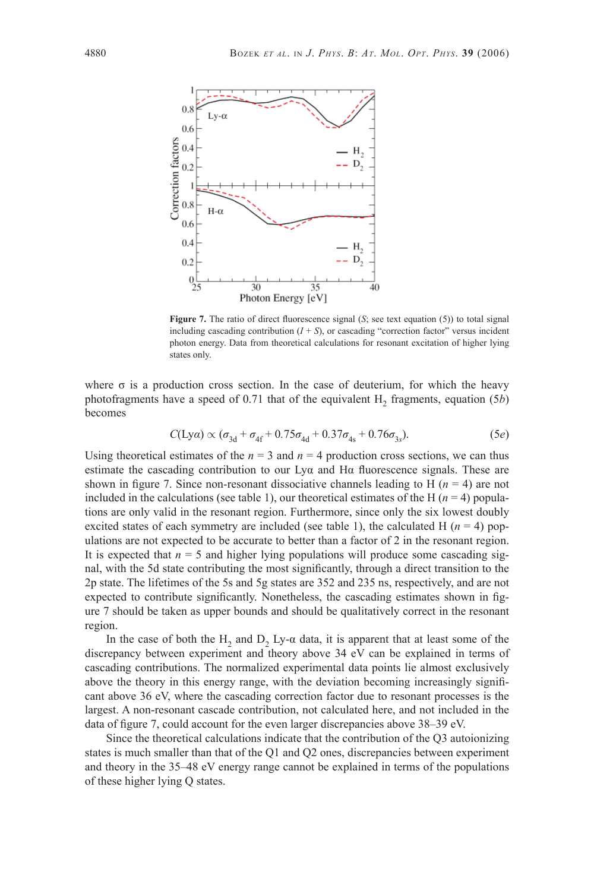**Figure 7.** The ratio of direct fluorescence signal ($S$; see text equation (5)) to total signal including cascading contribution ($I + S$), or cascading "correction factor" versus incident photon energy. Data from theoretical calculations for resonant excitation of higher lying states only.

where σ is a production cross section. In the case of deuterium, for which the heavy photofragments have a speed of 0.71 that of the equivalent $H_2$ fragments, equation (5*b*) becomes

$$C(\mathrm{Ly}\alpha) \propto (\sigma_{3d} + \sigma_{4f} + 0.75\sigma_{4d} + 0.37\sigma_{4s} + 0.76\sigma_{3s}). \tag{5e}$$

Using theoretical estimates of the $n = 3$ and $n = 4$ production cross sections, we can thus estimate the cascading contribution to our Lyα and Hα fluorescence signals. These are shown in figure 7. Since non-resonant dissociative channels leading to H ($n = 4$) are not included in the calculations (see table 1), our theoretical estimates of the H ($n = 4$) populations are only valid in the resonant region. Furthermore, since only the six lowest doubly excited states of each symmetry are included (see table 1), the calculated H ($n = 4$) populations are not expected to be accurate to better than a factor of 2 in the resonant region. It is expected that $n = 5$ and higher lying populations will produce some cascading signal, with the 5d state contributing the most significantly, through a direct transition to the 2p state. The lifetimes of the 5s and 5g states are 352 and 235 ns, respectively, and are not expected to contribute significantly. Nonetheless, the cascading estimates shown in figure 7 should be taken as upper bounds and should be qualitatively correct in the resonant region.

In the case of both the $H_2$ and $D_2$ Ly-α data, it is apparent that at least some of the discrepancy between experiment and theory above 34 eV can be explained in terms of cascading contributions. The normalized experimental data points lie almost exclusively above the theory in this energy range, with the deviation becoming increasingly significant above 36 eV, where the cascading correction factor due to resonant processes is the largest. A non-resonant cascade contribution, not calculated here, and not included in the data of figure 7, could account for the even larger discrepancies above 38–39 eV.

Since the theoretical calculations indicate that the contribution of the Q3 autoionizing states is much smaller than that of the Q1 and Q2 ones, discrepancies between experiment and theory in the 35–48 eV energy range cannot be explained in terms of the populations of these higher lying Q states.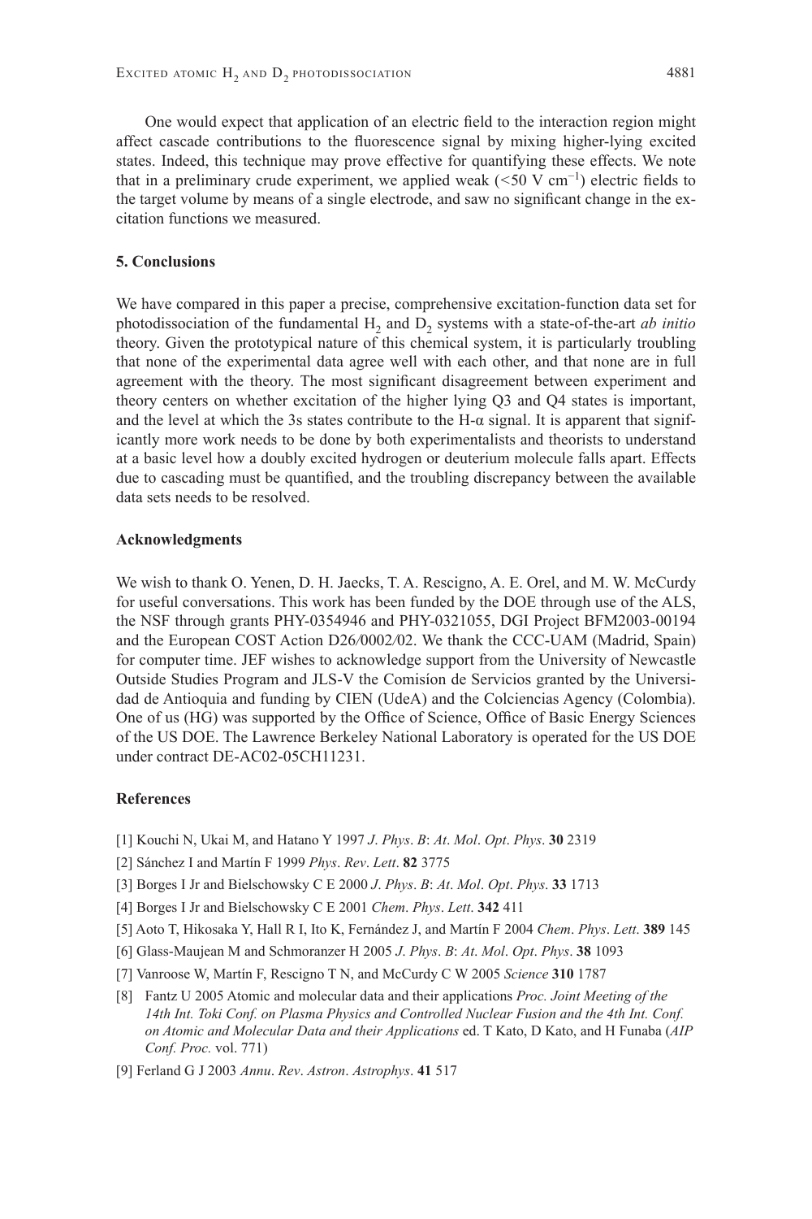One would expect that application of an electric field to the interaction region might affect cascade contributions to the fluorescence signal by mixing higher-lying excited states. Indeed, this technique may prove effective for quantifying these effects. We note that in a preliminary crude experiment, we applied weak (<50 V $cm^{-1}$) electric fields to the target volume by means of a single electrode, and saw no significant change in the excitation functions we measured.

## 5. Conclusions

We have compared in this paper a precise, comprehensive excitation-function data set for photodissociation of the fundamental $H_2$ and $D_2$ systems with a state-of-the-art *ab initio* theory. Given the prototypical nature of this chemical system, it is particularly troubling that none of the experimental data agree well with each other, and that none are in full agreement with the theory. The most significant disagreement between experiment and theory centers on whether excitation of the higher lying Q3 and Q4 states is important, and the level at which the 3s states contribute to the H-α signal. It is apparent that significantly more work needs to be done by both experimentalists and theorists to understand at a basic level how a doubly excited hydrogen or deuterium molecule falls apart. Effects due to cascading must be quantified, and the troubling discrepancy between the available data sets needs to be resolved.

### Acknowledgments

We wish to thank O. Yenen, D. H. Jaecks, T. A. Rescigno, A. E. Orel, and M. W. McCurdy for useful conversations. This work has been funded by the DOE through use of the ALS, the NSF through grants PHY-0354946 and PHY-0321055, DGI Project BFM2003-00194 and the European COST Action D26/0002/02. We thank the CCC-UAM (Madrid, Spain) for computer time. JEF wishes to acknowledge support from the University of Newcastle Outside Studies Program and JLS-V the Comisíon de Servicios granted by the Universidad de Antioquia and funding by CIEN (UdeA) and the Colciencias Agency (Colombia). One of us (HG) was supported by the Office of Science, Office of Basic Energy Sciences of the US DOE. The Lawrence Berkeley National Laboratory is operated for the US DOE under contract DE-AC02-05CH11231.

### References

[1] Kouchi N, Ukai M, and Hatano Y 1997 *J. Phys. B: At. Mol. Opt. Phys.* **30** 2319

[2] Sánchez I and Martín F 1999 *Phys. Rev. Lett.* **82** 3775

[3] Borges I Jr and Bielschowsky C E 2000 *J. Phys. B: At. Mol. Opt. Phys.* **33** 1713

[4] Borges I Jr and Bielschowsky C E 2001 *Chem. Phys. Lett.* **342** 411

[5] Aoto T, Hikosaka Y, Hall R I, Ito K, Fernández J, and Martín F 2004 *Chem. Phys. Lett.* **389** 145

[6] Glass-Maujean M and Schmoranzer H 2005 *J. Phys. B: At. Mol. Opt. Phys.* **38** 1093

[7] Vanroose W, Martín F, Rescigno T N, and McCurdy C W 2005 *Science* **310** 1787

[8] Fantz U 2005 Atomic and molecular data and their applications *Proc. Joint Meeting of the 14th Int. Toki Conf. on Plasma Physics and Controlled Nuclear Fusion and the 4th Int. Conf. on Atomic and Molecular Data and their Applications* ed. T Kato, D Kato, and H Funaba (*AIP Conf. Proc.* vol. 771)

[9] Ferland G J 2003 *Annu. Rev. Astron. Astrophys.* **41** 517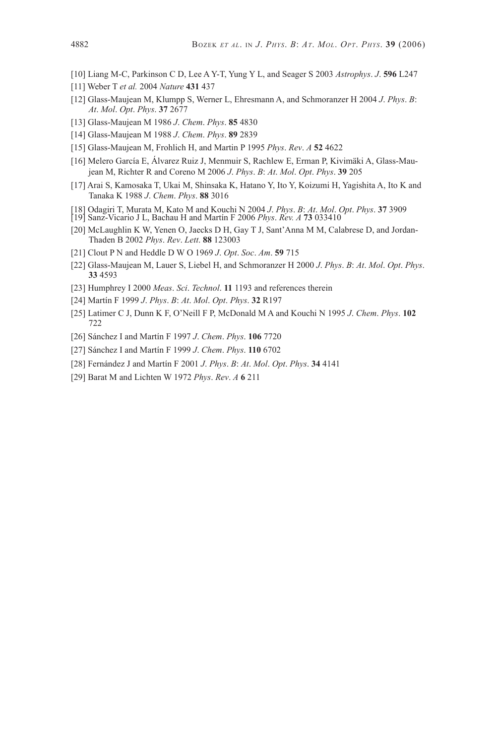[10] Liang M-C, Parkinson C D, Lee A Y-T, Yung Y L, and Seager S 2003 *Astrophys. J.* **596** L247

[11] Weber T *et al.* 2004 *Nature* **431** 437

[12] Glass-Maujean M, Klumpp S, Werner L, Ehresmann A, and Schmoranzer H 2004 *J. Phys. B: At. Mol. Opt. Phys.* **37** 2677

[13] Glass-Maujean M 1986 *J. Chem. Phys.* **85** 4830

[14] Glass-Maujean M 1988 *J. Chem. Phys.* **89** 2839

[15] Glass-Maujean M, Frohlich H, and Martin P 1995 *Phys. Rev. A* **52** 4622

[16] Melero García E, Álvarez Ruiz J, Menmuir S, Rachlew E, Erman P, Kivimäki A, Glass-Maujean M, Richter R and Coreno M 2006 *J. Phys. B: At. Mol. Opt. Phys.* **39** 205

[17] Arai S, Kamosaka T, Ukai M, Shinsaka K, Hatano Y, Ito Y, Koizumi H, Yagishita A, Ito K and Tanaka K 1988 *J. Chem. Phys.* **88** 3016

[18] Odagiri T, Murata M, Kato M and Kouchi N 2004 *J. Phys. B: At. Mol. Opt. Phys.* **37** 3909

[19] Sanz-Vicario J L, Bachau H and Martín F 2006 *Phys. Rev. A* **73** 033410

[20] McLaughlin K W, Yenen O, Jaecks D H, Gay T J, Sant'Anna M M, Calabrese D, and Jordan-Thaden B 2002 *Phys. Rev. Lett.* **88** 123003

[21] Clout P N and Heddle D W O 1969 *J. Opt. Soc. Am.* **59** 715

[22] Glass-Maujean M, Lauer S, Liebel H, and Schmoranzer H 2000 *J. Phys. B: At. Mol. Opt. Phys.* **33** 4593

[23] Humphrey I 2000 *Meas. Sci. Technol.* **11** 1193 and references therein

[24] Martín F 1999 *J. Phys. B: At. Mol. Opt. Phys.* **32** R197

[25] Latimer C J, Dunn K F, O'Neill F P, McDonald M A and Kouchi N 1995 *J. Chem. Phys.* **102** 722

[26] Sánchez I and Martín F 1997 *J. Chem. Phys.* **106** 7720

[27] Sánchez I and Martín F 1999 *J. Chem. Phys.* **110** 6702

[28] Fernández J and Martín F 2001 *J. Phys. B: At. Mol. Opt. Phys.* **34** 4141

[29] Barat M and Lichten W 1972 *Phys. Rev. A* **6** 211